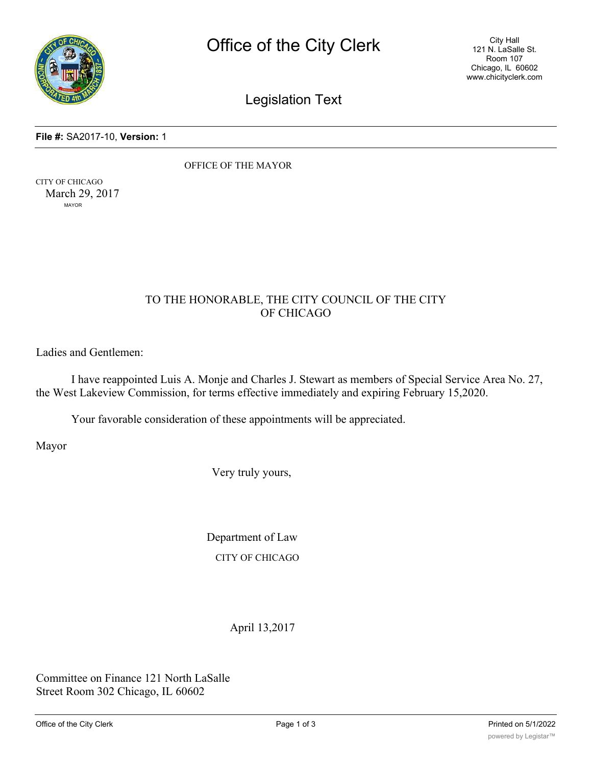# Office of the City Clerk

City Hall
121 N. LaSalle St.
Room 107
Chicago, IL 60602
www.chicityclerk.com

## Legislation Text

**File #:** SA2017-10, **Version:** 1

OFFICE OF THE MAYOR

CITY OF CHICAGO
March 29, 2017
MAYOR

TO THE HONORABLE, THE CITY COUNCIL OF THE CITY OF CHICAGO

Ladies and Gentlemen:

I have reappointed Luis A. Monje and Charles J. Stewart as members of Special Service Area No. 27, the West Lakeview Commission, for terms effective immediately and expiring February 15,2020.

Your favorable consideration of these appointments will be appreciated.

Mayor

Very truly yours,

Department of Law
CITY OF CHICAGO

April 13,2017

Committee on Finance 121 North LaSalle Street Room 302 Chicago, IL 60602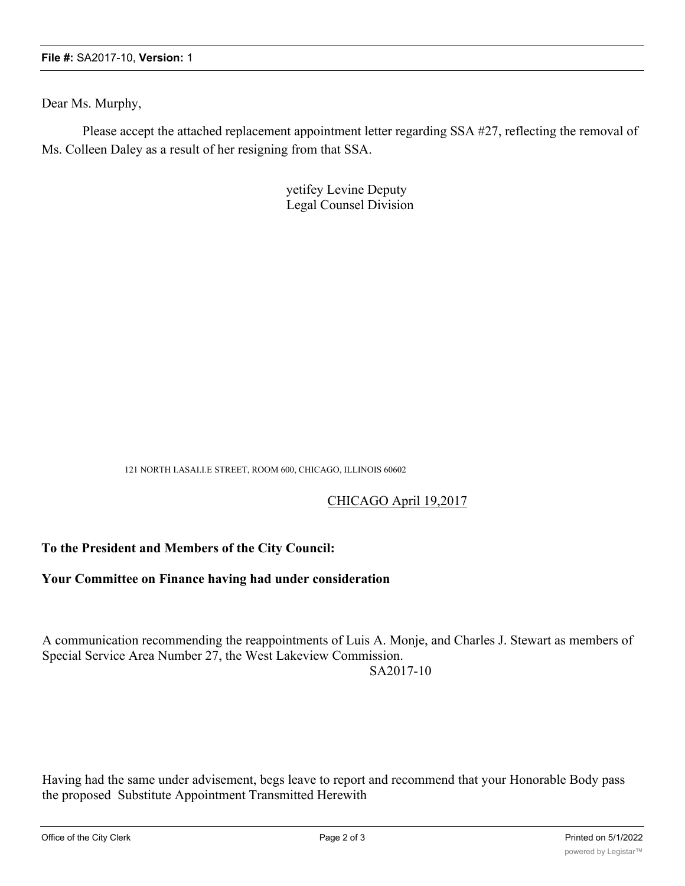Dear Ms. Murphy,

Please accept the attached replacement appointment letter regarding SSA #27, reflecting the removal of Ms. Colleen Daley as a result of her resigning from that SSA.

yetifey Levine Deputy
Legal Counsel Division

121 NORTH I.ASAI.I.E STREET, ROOM 600, CHICAGO, ILLINOIS 60602

CHICAGO April 19,2017

**To the President and Members of the City Council:**

**Your Committee on Finance having had under consideration**

A communication recommending the reappointments of Luis A. Monje, and Charles J. Stewart as members of Special Service Area Number 27, the West Lakeview Commission.

SA2017-10

Having had the same under advisement, begs leave to report and recommend that your Honorable Body pass the proposed Substitute Appointment Transmitted Herewith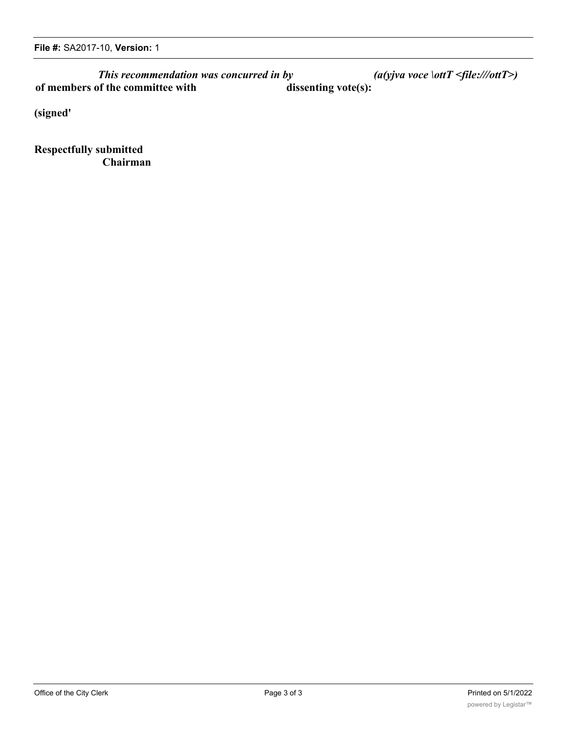**File #:** SA2017-10, **Version:** 1

***This recommendation was concurred in by*** ***(a(yjva voce \ottT <file:///ottT>)***
**of members of the committee with** **dissenting vote(s):**

**(signed'**

**Respectfully submitted**
**Chairman**